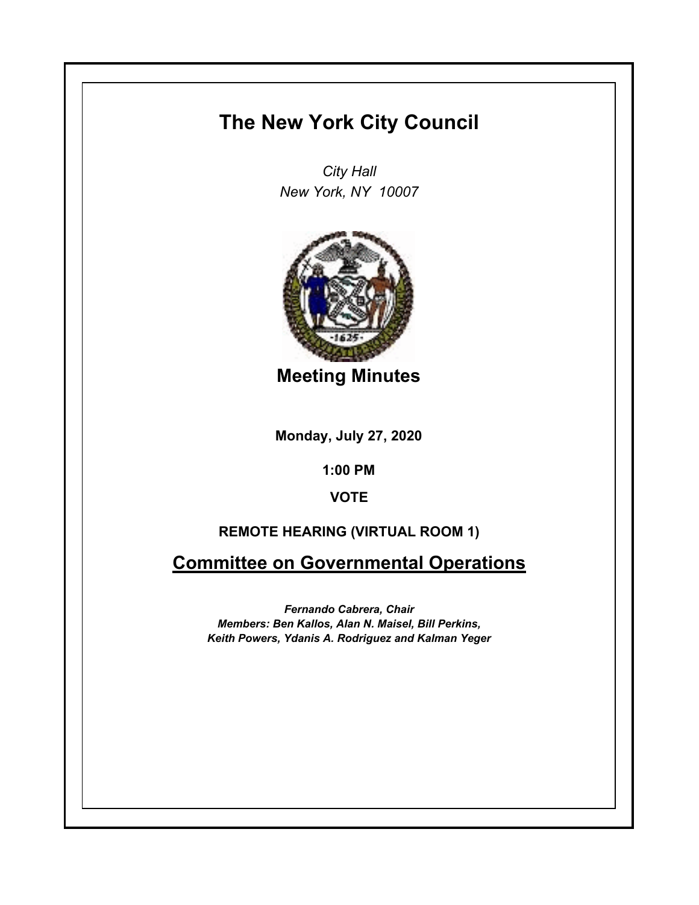# The New York City Council

*City Hall*
*New York, NY 10007*

## Meeting Minutes

**Monday, July 27, 2020**

**1:00 PM**

**VOTE**

**REMOTE HEARING (VIRTUAL ROOM 1)**

## Committee on Governmental Operations

***Fernando Cabrera, Chair***
***Members: Ben Kallos, Alan N. Maisel, Bill Perkins, Keith Powers, Ydanis A. Rodriguez and Kalman Yeger***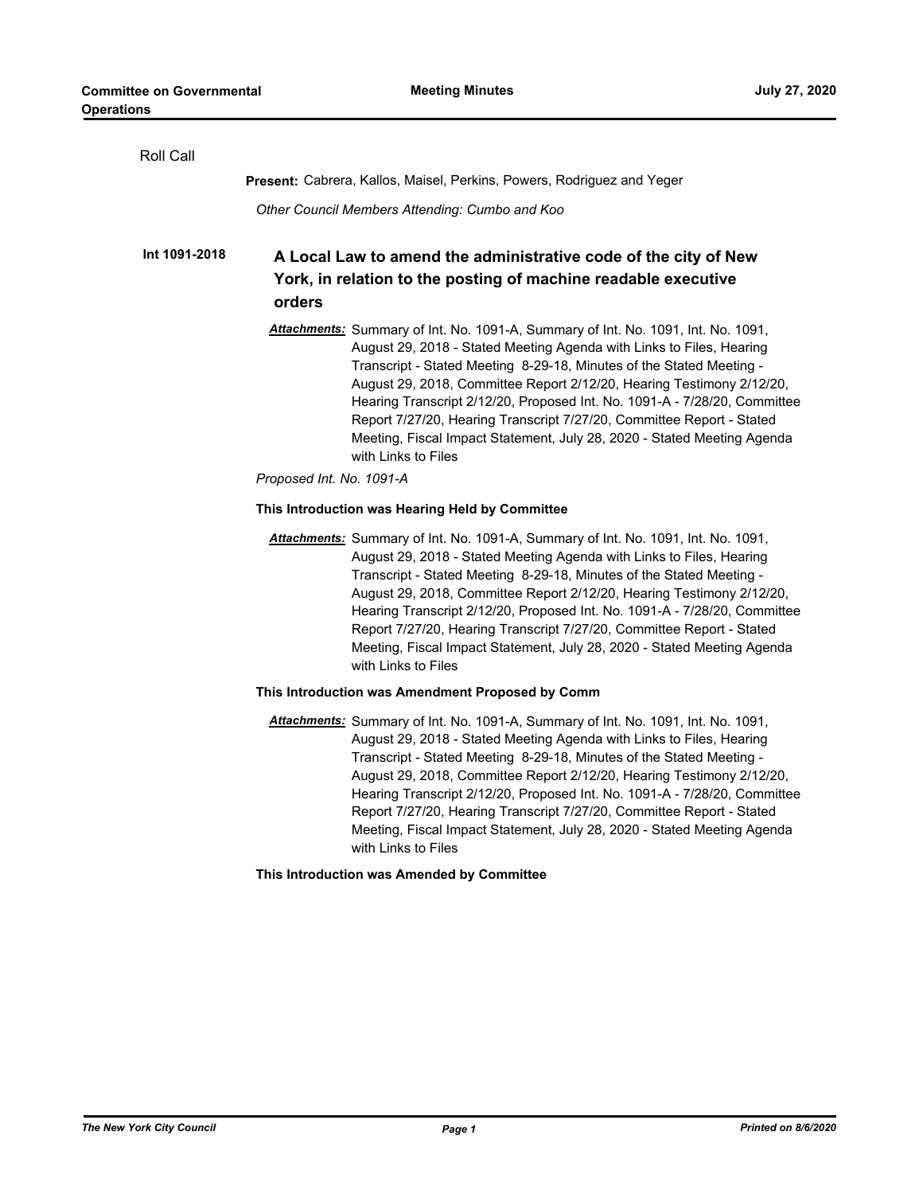Roll Call

**Present:** Cabrera, Kallos, Maisel, Perkins, Powers, Rodriguez and Yeger

*Other Council Members Attending: Cumbo and Koo*

**Int 1091-2018**

## A Local Law to amend the administrative code of the city of New York, in relation to the posting of machine readable executive orders

***Attachments:*** Summary of Int. No. 1091-A, Summary of Int. No. 1091, Int. No. 1091, August 29, 2018 - Stated Meeting Agenda with Links to Files, Hearing Transcript - Stated Meeting 8-29-18, Minutes of the Stated Meeting - August 29, 2018, Committee Report 2/12/20, Hearing Testimony 2/12/20, Hearing Transcript 2/12/20, Proposed Int. No. 1091-A - 7/28/20, Committee Report 7/27/20, Hearing Transcript 7/27/20, Committee Report - Stated Meeting, Fiscal Impact Statement, July 28, 2020 - Stated Meeting Agenda with Links to Files

*Proposed Int. No. 1091-A*

**This Introduction was Hearing Held by Committee**

***Attachments:*** Summary of Int. No. 1091-A, Summary of Int. No. 1091, Int. No. 1091, August 29, 2018 - Stated Meeting Agenda with Links to Files, Hearing Transcript - Stated Meeting 8-29-18, Minutes of the Stated Meeting - August 29, 2018, Committee Report 2/12/20, Hearing Testimony 2/12/20, Hearing Transcript 2/12/20, Proposed Int. No. 1091-A - 7/28/20, Committee Report 7/27/20, Hearing Transcript 7/27/20, Committee Report - Stated Meeting, Fiscal Impact Statement, July 28, 2020 - Stated Meeting Agenda with Links to Files

**This Introduction was Amendment Proposed by Comm**

***Attachments:*** Summary of Int. No. 1091-A, Summary of Int. No. 1091, Int. No. 1091, August 29, 2018 - Stated Meeting Agenda with Links to Files, Hearing Transcript - Stated Meeting 8-29-18, Minutes of the Stated Meeting - August 29, 2018, Committee Report 2/12/20, Hearing Testimony 2/12/20, Hearing Transcript 2/12/20, Proposed Int. No. 1091-A - 7/28/20, Committee Report 7/27/20, Hearing Transcript 7/27/20, Committee Report - Stated Meeting, Fiscal Impact Statement, July 28, 2020 - Stated Meeting Agenda with Links to Files

**This Introduction was Amended by Committee**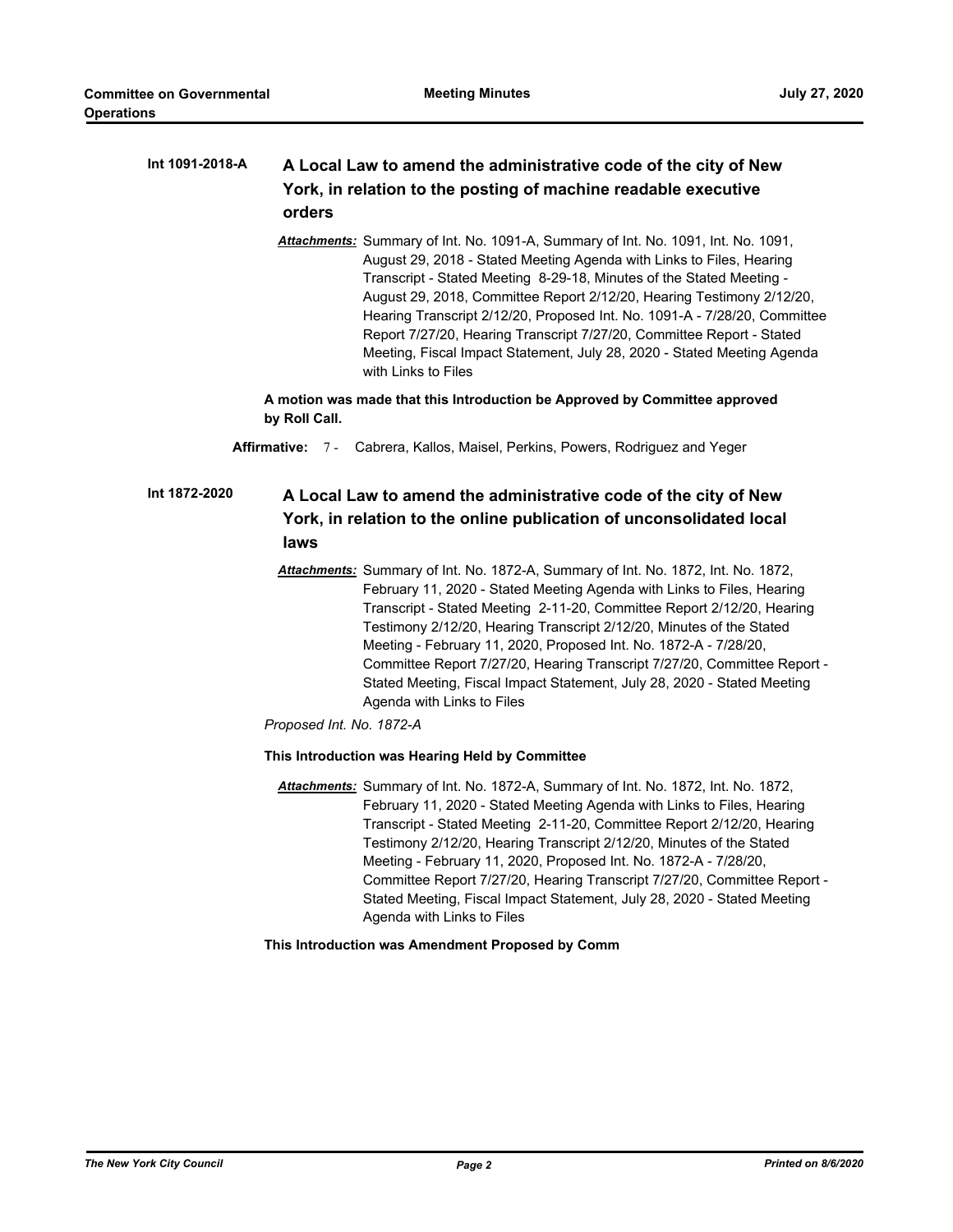**Int 1091-2018-A** **A Local Law to amend the administrative code of the city of New York, in relation to the posting of machine readable executive orders**

***Attachments:*** Summary of Int. No. 1091-A, Summary of Int. No. 1091, Int. No. 1091, August 29, 2018 - Stated Meeting Agenda with Links to Files, Hearing Transcript - Stated Meeting 8-29-18, Minutes of the Stated Meeting - August 29, 2018, Committee Report 2/12/20, Hearing Testimony 2/12/20, Hearing Transcript 2/12/20, Proposed Int. No. 1091-A - 7/28/20, Committee Report 7/27/20, Hearing Transcript 7/27/20, Committee Report - Stated Meeting, Fiscal Impact Statement, July 28, 2020 - Stated Meeting Agenda with Links to Files

**A motion was made that this Introduction be Approved by Committee approved by Roll Call.**

**Affirmative:** 7 - Cabrera, Kallos, Maisel, Perkins, Powers, Rodriguez and Yeger

**Int 1872-2020** **A Local Law to amend the administrative code of the city of New York, in relation to the online publication of unconsolidated local laws**

***Attachments:*** Summary of Int. No. 1872-A, Summary of Int. No. 1872, Int. No. 1872, February 11, 2020 - Stated Meeting Agenda with Links to Files, Hearing Transcript - Stated Meeting 2-11-20, Committee Report 2/12/20, Hearing Testimony 2/12/20, Hearing Transcript 2/12/20, Minutes of the Stated Meeting - February 11, 2020, Proposed Int. No. 1872-A - 7/28/20, Committee Report 7/27/20, Hearing Transcript 7/27/20, Committee Report - Stated Meeting, Fiscal Impact Statement, July 28, 2020 - Stated Meeting Agenda with Links to Files

*Proposed Int. No. 1872-A*

**This Introduction was Hearing Held by Committee**

***Attachments:*** Summary of Int. No. 1872-A, Summary of Int. No. 1872, Int. No. 1872, February 11, 2020 - Stated Meeting Agenda with Links to Files, Hearing Transcript - Stated Meeting 2-11-20, Committee Report 2/12/20, Hearing Testimony 2/12/20, Hearing Transcript 2/12/20, Minutes of the Stated Meeting - February 11, 2020, Proposed Int. No. 1872-A - 7/28/20, Committee Report 7/27/20, Hearing Transcript 7/27/20, Committee Report - Stated Meeting, Fiscal Impact Statement, July 28, 2020 - Stated Meeting Agenda with Links to Files

**This Introduction was Amendment Proposed by Comm**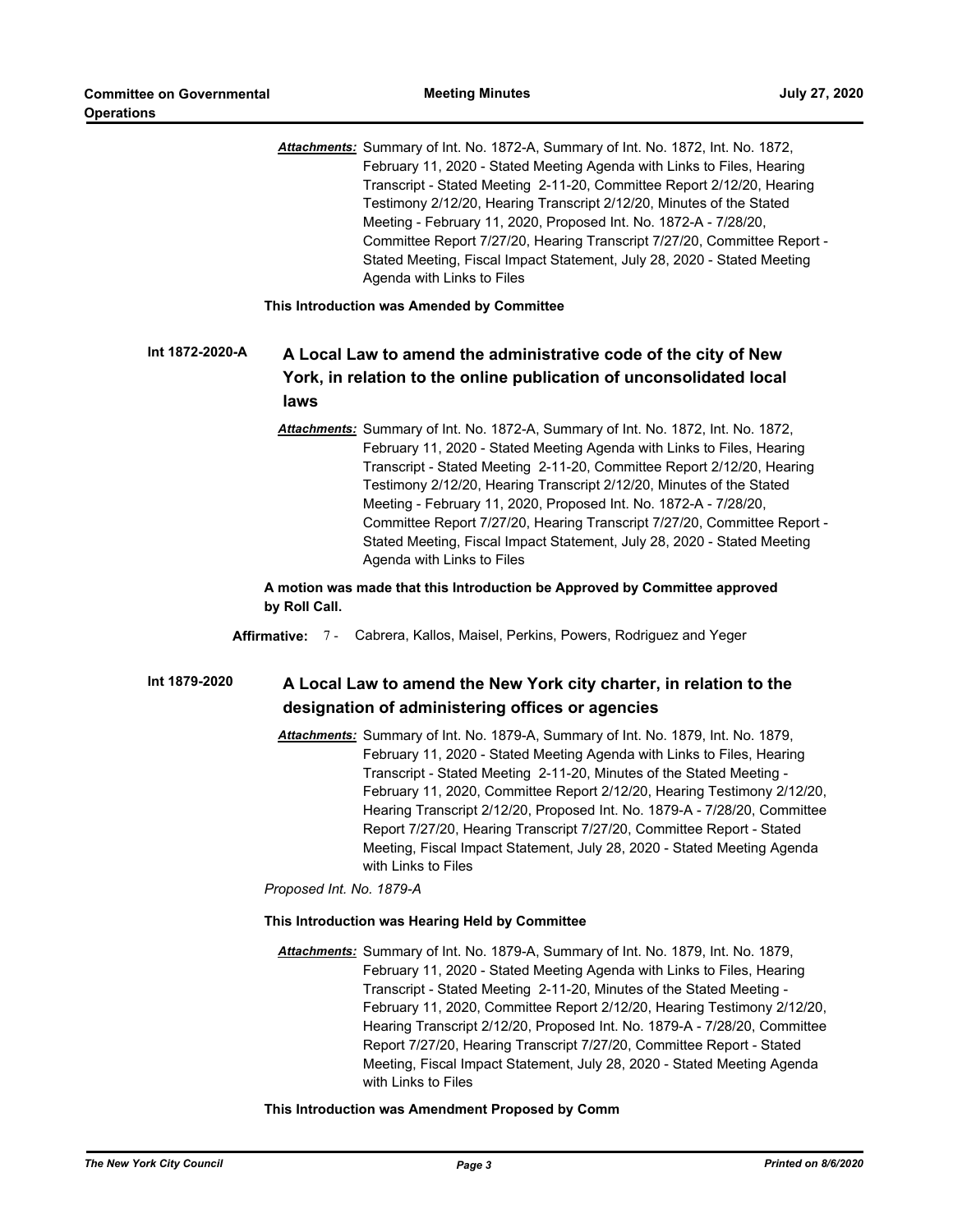***Attachments:*** Summary of Int. No. 1872-A, Summary of Int. No. 1872, Int. No. 1872, February 11, 2020 - Stated Meeting Agenda with Links to Files, Hearing Transcript - Stated Meeting 2-11-20, Committee Report 2/12/20, Hearing Testimony 2/12/20, Hearing Transcript 2/12/20, Minutes of the Stated Meeting - February 11, 2020, Proposed Int. No. 1872-A - 7/28/20, Committee Report 7/27/20, Hearing Transcript 7/27/20, Committee Report - Stated Meeting, Fiscal Impact Statement, July 28, 2020 - Stated Meeting Agenda with Links to Files

**This Introduction was Amended by Committee**

**Int 1872-2020-A** **A Local Law to amend the administrative code of the city of New York, in relation to the online publication of unconsolidated local laws**

***Attachments:*** Summary of Int. No. 1872-A, Summary of Int. No. 1872, Int. No. 1872, February 11, 2020 - Stated Meeting Agenda with Links to Files, Hearing Transcript - Stated Meeting 2-11-20, Committee Report 2/12/20, Hearing Testimony 2/12/20, Hearing Transcript 2/12/20, Minutes of the Stated Meeting - February 11, 2020, Proposed Int. No. 1872-A - 7/28/20, Committee Report 7/27/20, Hearing Transcript 7/27/20, Committee Report - Stated Meeting, Fiscal Impact Statement, July 28, 2020 - Stated Meeting Agenda with Links to Files

**A motion was made that this Introduction be Approved by Committee approved by Roll Call.**

**Affirmative:** 7 - Cabrera, Kallos, Maisel, Perkins, Powers, Rodriguez and Yeger

**Int 1879-2020** **A Local Law to amend the New York city charter, in relation to the designation of administering offices or agencies**

***Attachments:*** Summary of Int. No. 1879-A, Summary of Int. No. 1879, Int. No. 1879, February 11, 2020 - Stated Meeting Agenda with Links to Files, Hearing Transcript - Stated Meeting 2-11-20, Minutes of the Stated Meeting - February 11, 2020, Committee Report 2/12/20, Hearing Testimony 2/12/20, Hearing Transcript 2/12/20, Proposed Int. No. 1879-A - 7/28/20, Committee Report 7/27/20, Hearing Transcript 7/27/20, Committee Report - Stated Meeting, Fiscal Impact Statement, July 28, 2020 - Stated Meeting Agenda with Links to Files

*Proposed Int. No. 1879-A*

**This Introduction was Hearing Held by Committee**

***Attachments:*** Summary of Int. No. 1879-A, Summary of Int. No. 1879, Int. No. 1879, February 11, 2020 - Stated Meeting Agenda with Links to Files, Hearing Transcript - Stated Meeting 2-11-20, Minutes of the Stated Meeting - February 11, 2020, Committee Report 2/12/20, Hearing Testimony 2/12/20, Hearing Transcript 2/12/20, Proposed Int. No. 1879-A - 7/28/20, Committee Report 7/27/20, Hearing Transcript 7/27/20, Committee Report - Stated Meeting, Fiscal Impact Statement, July 28, 2020 - Stated Meeting Agenda with Links to Files

**This Introduction was Amendment Proposed by Comm**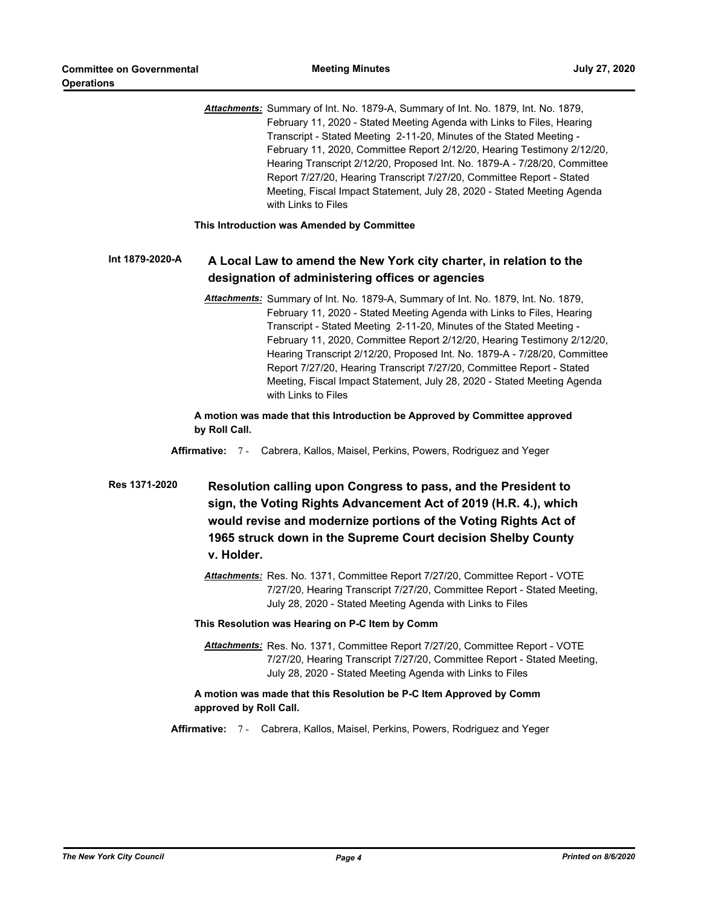***Attachments:*** Summary of Int. No. 1879-A, Summary of Int. No. 1879, Int. No. 1879, February 11, 2020 - Stated Meeting Agenda with Links to Files, Hearing Transcript - Stated Meeting 2-11-20, Minutes of the Stated Meeting - February 11, 2020, Committee Report 2/12/20, Hearing Testimony 2/12/20, Hearing Transcript 2/12/20, Proposed Int. No. 1879-A - 7/28/20, Committee Report 7/27/20, Hearing Transcript 7/27/20, Committee Report - Stated Meeting, Fiscal Impact Statement, July 28, 2020 - Stated Meeting Agenda with Links to Files

**This Introduction was Amended by Committee**

**Int 1879-2020-A** **A Local Law to amend the New York city charter, in relation to the designation of administering offices or agencies**

***Attachments:*** Summary of Int. No. 1879-A, Summary of Int. No. 1879, Int. No. 1879, February 11, 2020 - Stated Meeting Agenda with Links to Files, Hearing Transcript - Stated Meeting 2-11-20, Minutes of the Stated Meeting - February 11, 2020, Committee Report 2/12/20, Hearing Testimony 2/12/20, Hearing Transcript 2/12/20, Proposed Int. No. 1879-A - 7/28/20, Committee Report 7/27/20, Hearing Transcript 7/27/20, Committee Report - Stated Meeting, Fiscal Impact Statement, July 28, 2020 - Stated Meeting Agenda with Links to Files

**A motion was made that this Introduction be Approved by Committee approved by Roll Call.**

**Affirmative:** 7 - Cabrera, Kallos, Maisel, Perkins, Powers, Rodriguez and Yeger

**Res 1371-2020** **Resolution calling upon Congress to pass, and the President to sign, the Voting Rights Advancement Act of 2019 (H.R. 4.), which would revise and modernize portions of the Voting Rights Act of 1965 struck down in the Supreme Court decision Shelby County v. Holder.**

***Attachments:*** Res. No. 1371, Committee Report 7/27/20, Committee Report - VOTE 7/27/20, Hearing Transcript 7/27/20, Committee Report - Stated Meeting, July 28, 2020 - Stated Meeting Agenda with Links to Files

**This Resolution was Hearing on P-C Item by Comm**

***Attachments:*** Res. No. 1371, Committee Report 7/27/20, Committee Report - VOTE 7/27/20, Hearing Transcript 7/27/20, Committee Report - Stated Meeting, July 28, 2020 - Stated Meeting Agenda with Links to Files

**A motion was made that this Resolution be P-C Item Approved by Comm approved by Roll Call.**

**Affirmative:** 7 - Cabrera, Kallos, Maisel, Perkins, Powers, Rodriguez and Yeger